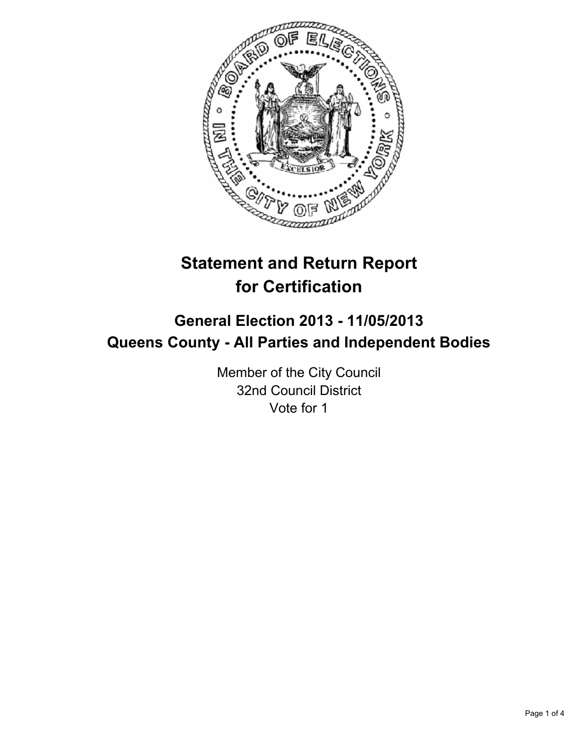# Statement and Return Report for Certification

## General Election 2013 - 11/05/2013
## Queens County - All Parties and Independent Bodies

Member of the City Council
32nd Council District
Vote for 1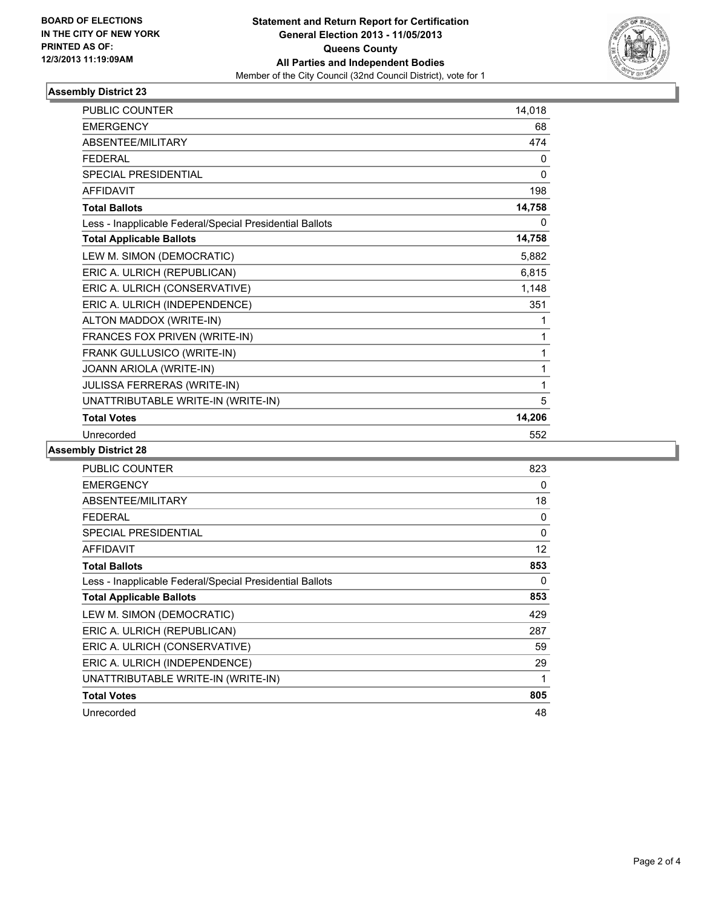BOARD OF ELECTIONS
IN THE CITY OF NEW YORK
PRINTED AS OF:
12/3/2013 11:19:09AM

**Statement and Return Report for Certification**
**General Election 2013 - 11/05/2013**
**Queens County**
**All Parties and Independent Bodies**
Member of the City Council (32nd Council District), vote for 1

### Assembly District 23

| | |
|---|---|
| PUBLIC COUNTER | 14,018 |
| EMERGENCY | 68 |
| ABSENTEE/MILITARY | 474 |
| FEDERAL | 0 |
| SPECIAL PRESIDENTIAL | 0 |
| AFFIDAVIT | 198 |
| **Total Ballots** | **14,758** |
| Less - Inapplicable Federal/Special Presidential Ballots | 0 |
| **Total Applicable Ballots** | **14,758** |
| LEW M. SIMON (DEMOCRATIC) | 5,882 |
| ERIC A. ULRICH (REPUBLICAN) | 6,815 |
| ERIC A. ULRICH (CONSERVATIVE) | 1,148 |
| ERIC A. ULRICH (INDEPENDENCE) | 351 |
| ALTON MADDOX (WRITE-IN) | 1 |
| FRANCES FOX PRIVEN (WRITE-IN) | 1 |
| FRANK GULLUSICO (WRITE-IN) | 1 |
| JOANN ARIOLA (WRITE-IN) | 1 |
| JULISSA FERRERAS (WRITE-IN) | 1 |
| UNATTRIBUTABLE WRITE-IN (WRITE-IN) | 5 |
| **Total Votes** | **14,206** |
| Unrecorded | 552 |

### Assembly District 28

| | |
|---|---|
| PUBLIC COUNTER | 823 |
| EMERGENCY | 0 |
| ABSENTEE/MILITARY | 18 |
| FEDERAL | 0 |
| SPECIAL PRESIDENTIAL | 0 |
| AFFIDAVIT | 12 |
| **Total Ballots** | **853** |
| Less - Inapplicable Federal/Special Presidential Ballots | 0 |
| **Total Applicable Ballots** | **853** |
| LEW M. SIMON (DEMOCRATIC) | 429 |
| ERIC A. ULRICH (REPUBLICAN) | 287 |
| ERIC A. ULRICH (CONSERVATIVE) | 59 |
| ERIC A. ULRICH (INDEPENDENCE) | 29 |
| UNATTRIBUTABLE WRITE-IN (WRITE-IN) | 1 |
| **Total Votes** | **805** |
| Unrecorded | 48 |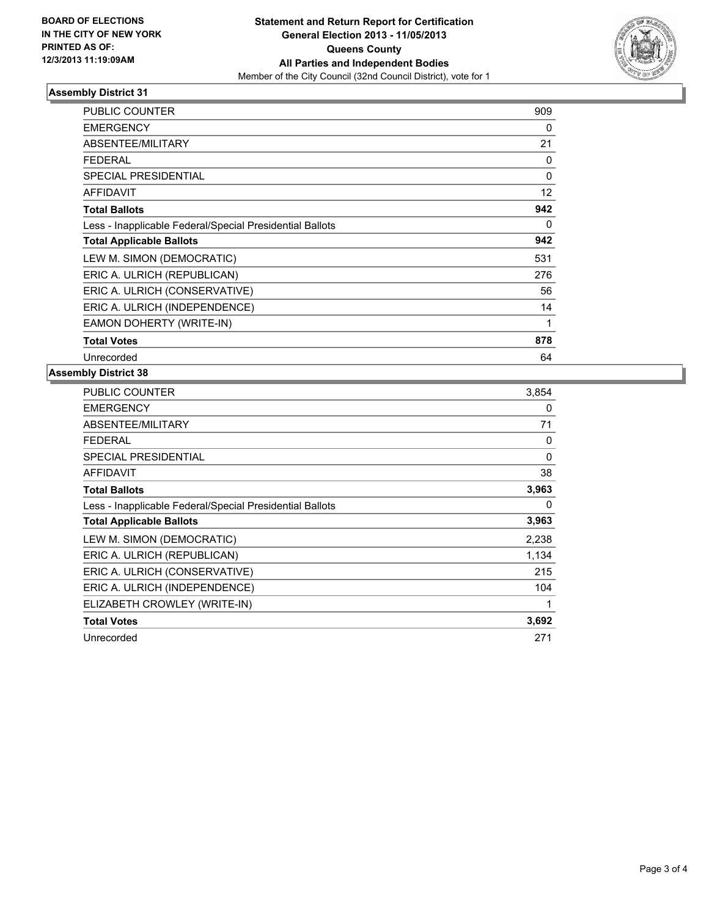**BOARD OF ELECTIONS IN THE CITY OF NEW YORK PRINTED AS OF: 12/3/2013 11:19:09AM**

**Statement and Return Report for Certification General Election 2013 - 11/05/2013 Queens County All Parties and Independent Bodies**

Member of the City Council (32nd Council District), vote for 1

## Assembly District 31

| | |
|---|---|
| PUBLIC COUNTER | 909 |
| EMERGENCY | 0 |
| ABSENTEE/MILITARY | 21 |
| FEDERAL | 0 |
| SPECIAL PRESIDENTIAL | 0 |
| AFFIDAVIT | 12 |
| **Total Ballots** | **942** |
| Less - Inapplicable Federal/Special Presidential Ballots | 0 |
| **Total Applicable Ballots** | **942** |
| LEW M. SIMON (DEMOCRATIC) | 531 |
| ERIC A. ULRICH (REPUBLICAN) | 276 |
| ERIC A. ULRICH (CONSERVATIVE) | 56 |
| ERIC A. ULRICH (INDEPENDENCE) | 14 |
| EAMON DOHERTY (WRITE-IN) | 1 |
| **Total Votes** | **878** |
| Unrecorded | 64 |

## Assembly District 38

| | |
|---|---|
| PUBLIC COUNTER | 3,854 |
| EMERGENCY | 0 |
| ABSENTEE/MILITARY | 71 |
| FEDERAL | 0 |
| SPECIAL PRESIDENTIAL | 0 |
| AFFIDAVIT | 38 |
| **Total Ballots** | **3,963** |
| Less - Inapplicable Federal/Special Presidential Ballots | 0 |
| **Total Applicable Ballots** | **3,963** |
| LEW M. SIMON (DEMOCRATIC) | 2,238 |
| ERIC A. ULRICH (REPUBLICAN) | 1,134 |
| ERIC A. ULRICH (CONSERVATIVE) | 215 |
| ERIC A. ULRICH (INDEPENDENCE) | 104 |
| ELIZABETH CROWLEY (WRITE-IN) | 1 |
| **Total Votes** | **3,692** |
| Unrecorded | 271 |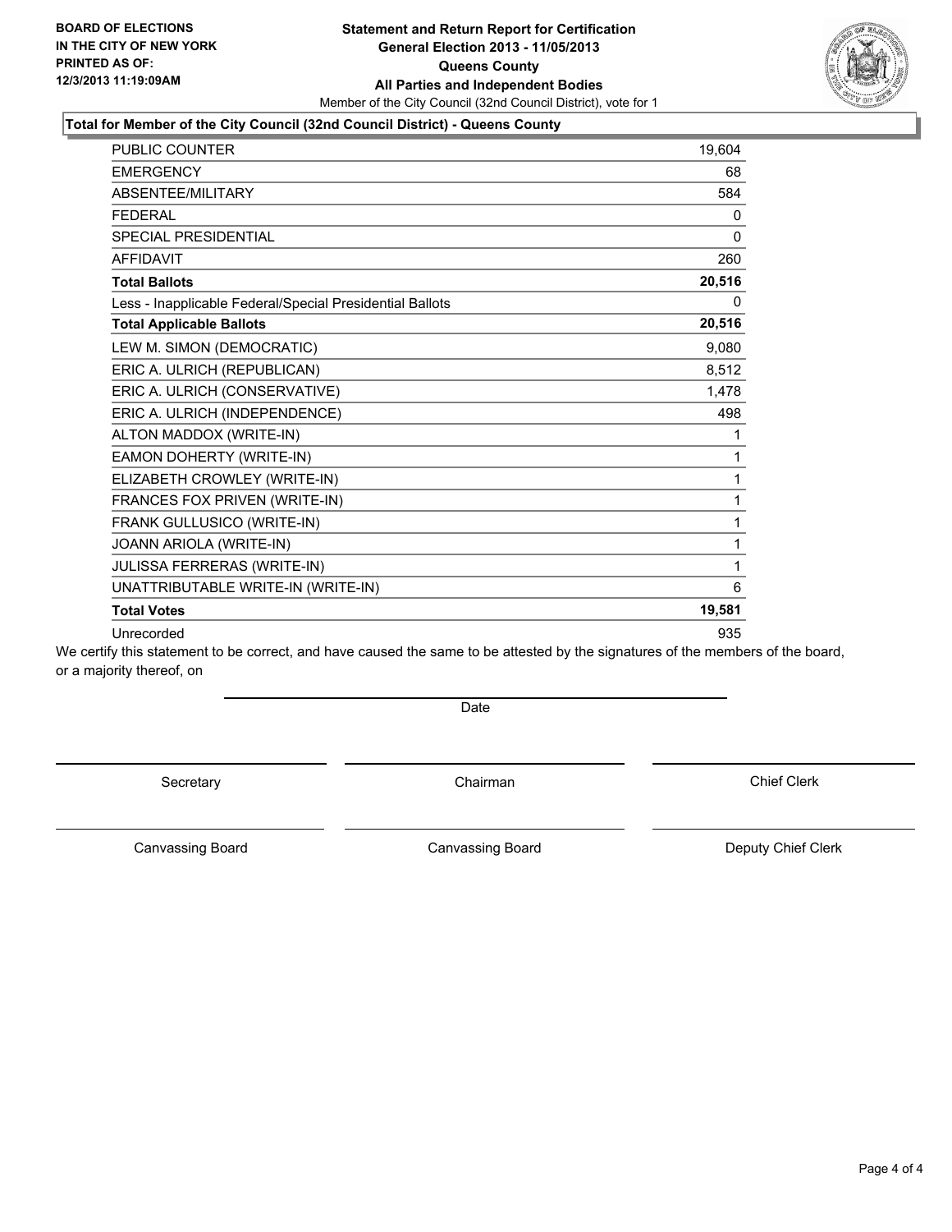**BOARD OF ELECTIONS IN THE CITY OF NEW YORK PRINTED AS OF: 12/3/2013 11:19:09AM**

# Statement and Return Report for Certification
## General Election 2013 - 11/05/2013
## Queens County
## All Parties and Independent Bodies

Member of the City Council (32nd Council District), vote for 1

### Total for Member of the City Council (32nd Council District) - Queens County

| | |
|---|---|
| PUBLIC COUNTER | 19,604 |
| EMERGENCY | 68 |
| ABSENTEE/MILITARY | 584 |
| FEDERAL | 0 |
| SPECIAL PRESIDENTIAL | 0 |
| AFFIDAVIT | 260 |
| **Total Ballots** | **20,516** |
| Less - Inapplicable Federal/Special Presidential Ballots | 0 |
| **Total Applicable Ballots** | **20,516** |
| LEW M. SIMON (DEMOCRATIC) | 9,080 |
| ERIC A. ULRICH (REPUBLICAN) | 8,512 |
| ERIC A. ULRICH (CONSERVATIVE) | 1,478 |
| ERIC A. ULRICH (INDEPENDENCE) | 498 |
| ALTON MADDOX (WRITE-IN) | 1 |
| EAMON DOHERTY (WRITE-IN) | 1 |
| ELIZABETH CROWLEY (WRITE-IN) | 1 |
| FRANCES FOX PRIVEN (WRITE-IN) | 1 |
| FRANK GULLUSICO (WRITE-IN) | 1 |
| JOANN ARIOLA (WRITE-IN) | 1 |
| JULISSA FERRERAS (WRITE-IN) | 1 |
| UNATTRIBUTABLE WRITE-IN (WRITE-IN) | 6 |
| **Total Votes** | **19,581** |
| Unrecorded | 935 |

We certify this statement to be correct, and have caused the same to be attested by the signatures of the members of the board, or a majority thereof, on

Date

Secretary

Chairman

Chief Clerk

Canvassing Board

Canvassing Board

Deputy Chief Clerk